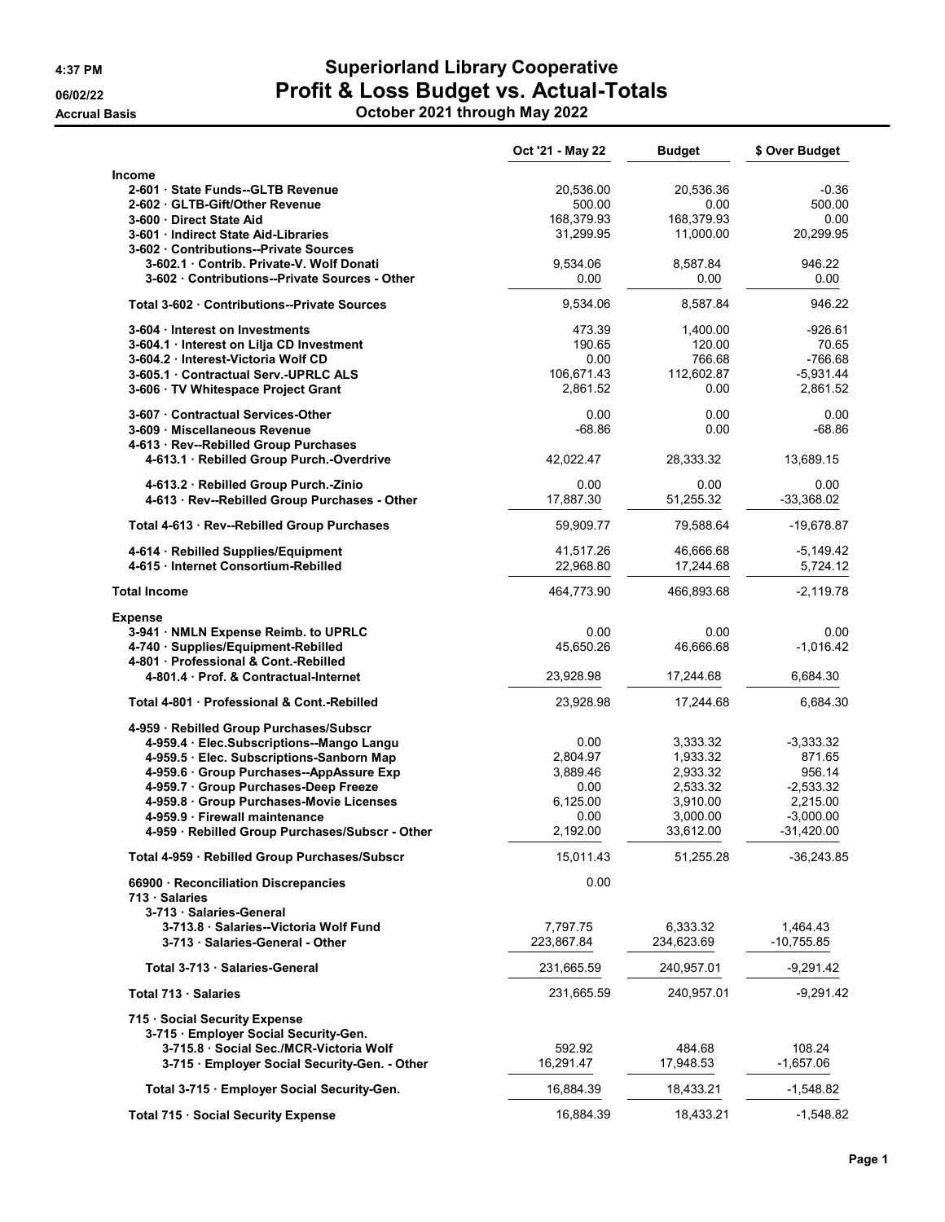4:37 PM

06/02/22

Accrual Basis

# Superiorland Library Cooperative

## Profit & Loss Budget vs. Actual-Totals

### October 2021 through May 2022

| | Oct '21 - May 22 | Budget | $ Over Budget |
|---|---|---|---|
| **Income** | | | |
| 2-601 · State Funds--GLTB Revenue | 20,536.00 | 20,536.36 | -0.36 |
| 2-602 · GLTB-Gift/Other Revenue | 500.00 | 0.00 | 500.00 |
| 3-600 · Direct State Aid | 168,379.93 | 168,379.93 | 0.00 |
| 3-601 · Indirect State Aid-Libraries | 31,299.95 | 11,000.00 | 20,299.95 |
| 3-602 · Contributions--Private Sources | | | |
| 3-602.1 · Contrib. Private-V. Wolf Donati | 9,534.06 | 8,587.84 | 946.22 |
| 3-602 · Contributions--Private Sources - Other | 0.00 | 0.00 | 0.00 |
| Total 3-602 · Contributions--Private Sources | 9,534.06 | 8,587.84 | 946.22 |
| 3-604 · Interest on Investments | 473.39 | 1,400.00 | -926.61 |
| 3-604.1 · Interest on Lilja CD Investment | 190.65 | 120.00 | 70.65 |
| 3-604.2 · Interest-Victoria Wolf CD | 0.00 | 766.68 | -766.68 |
| 3-605.1 · Contractual Serv.-UPRLC ALS | 106,671.43 | 112,602.87 | -5,931.44 |
| 3-606 · TV Whitespace Project Grant | 2,861.52 | 0.00 | 2,861.52 |
| 3-607 · Contractual Services-Other | 0.00 | 0.00 | 0.00 |
| 3-609 · Miscellaneous Revenue | -68.86 | 0.00 | -68.86 |
| 4-613 · Rev--Rebilled Group Purchases | | | |
| 4-613.1 · Rebilled Group Purch.-Overdrive | 42,022.47 | 28,333.32 | 13,689.15 |
| 4-613.2 · Rebilled Group Purch.-Zinio | 0.00 | 0.00 | 0.00 |
| 4-613 · Rev--Rebilled Group Purchases - Other | 17,887.30 | 51,255.32 | -33,368.02 |
| Total 4-613 · Rev--Rebilled Group Purchases | 59,909.77 | 79,588.64 | -19,678.87 |
| 4-614 · Rebilled Supplies/Equipment | 41,517.26 | 46,666.68 | -5,149.42 |
| 4-615 · Internet Consortium-Rebilled | 22,968.80 | 17,244.68 | 5,724.12 |
| **Total Income** | 464,773.90 | 466,893.68 | -2,119.78 |
| **Expense** | | | |
| 3-941 · NMLN Expense Reimb. to UPRLC | 0.00 | 0.00 | 0.00 |
| 4-740 · Supplies/Equipment-Rebilled | 45,650.26 | 46,666.68 | -1,016.42 |
| 4-801 · Professional & Cont.-Rebilled | | | |
| 4-801.4 · Prof. & Contractual-Internet | 23,928.98 | 17,244.68 | 6,684.30 |
| Total 4-801 · Professional & Cont.-Rebilled | 23,928.98 | 17,244.68 | 6,684.30 |
| 4-959 · Rebilled Group Purchases/Subscr | | | |
| 4-959.4 · Elec.Subscriptions--Mango Langu | 0.00 | 3,333.32 | -3,333.32 |
| 4-959.5 · Elec. Subscriptions-Sanborn Map | 2,804.97 | 1,933.32 | 871.65 |
| 4-959.6 · Group Purchases--AppAssure Exp | 3,889.46 | 2,933.32 | 956.14 |
| 4-959.7 · Group Purchases-Deep Freeze | 0.00 | 2,533.32 | -2,533.32 |
| 4-959.8 · Group Purchases-Movie Licenses | 6,125.00 | 3,910.00 | 2,215.00 |
| 4-959.9 · Firewall maintenance | 0.00 | 3,000.00 | -3,000.00 |
| 4-959 · Rebilled Group Purchases/Subscr - Other | 2,192.00 | 33,612.00 | -31,420.00 |
| Total 4-959 · Rebilled Group Purchases/Subscr | 15,011.43 | 51,255.28 | -36,243.85 |
| 66900 · Reconciliation Discrepancies | 0.00 | | |
| 713 · Salaries | | | |
| 3-713 · Salaries-General | | | |
| 3-713.8 · Salaries--Victoria Wolf Fund | 7,797.75 | 6,333.32 | 1,464.43 |
| 3-713 · Salaries-General - Other | 223,867.84 | 234,623.69 | -10,755.85 |
| Total 3-713 · Salaries-General | 231,665.59 | 240,957.01 | -9,291.42 |
| Total 713 · Salaries | 231,665.59 | 240,957.01 | -9,291.42 |
| 715 · Social Security Expense | | | |
| 3-715 · Employer Social Security-Gen. | | | |
| 3-715.8 · Social Sec./MCR-Victoria Wolf | 592.92 | 484.68 | 108.24 |
| 3-715 · Employer Social Security-Gen. - Other | 16,291.47 | 17,948.53 | -1,657.06 |
| Total 3-715 · Employer Social Security-Gen. | 16,884.39 | 18,433.21 | -1,548.82 |
| Total 715 · Social Security Expense | 16,884.39 | 18,433.21 | -1,548.82 |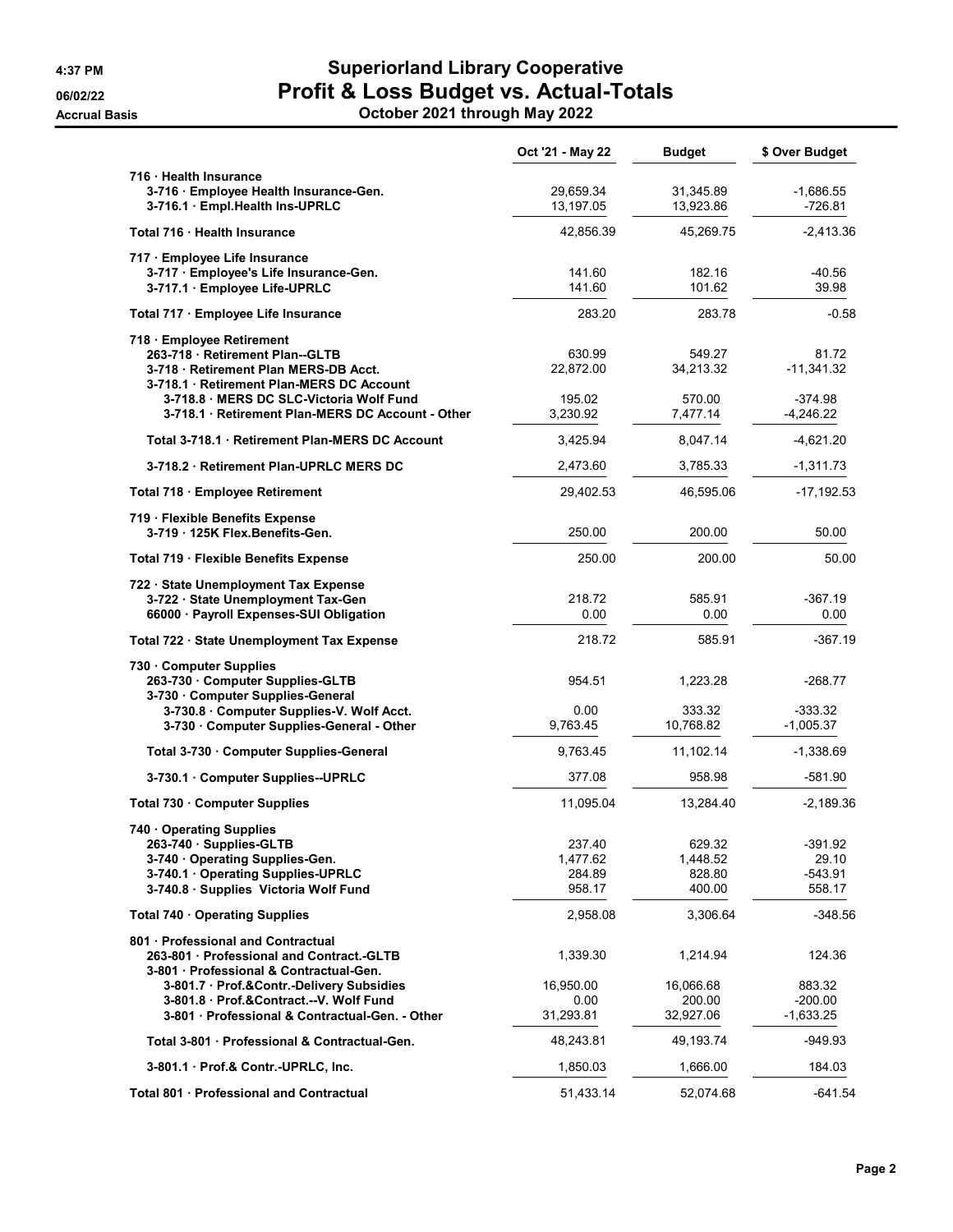# Superiorland Library Cooperative

## Profit & Loss Budget vs. Actual-Totals

### October 2021 through May 2022

Accrual Basis

| | Oct '21 - May 22 | Budget | $ Over Budget |
|---|---|---|---|
| 716 · Health Insurance | | | |
| 3-716 · Employee Health Insurance-Gen. | 29,659.34 | 31,345.89 | -1,686.55 |
| 3-716.1 · Empl.Health Ins-UPRLC | 13,197.05 | 13,923.86 | -726.81 |
| **Total 716 · Health Insurance** | 42,856.39 | 45,269.75 | -2,413.36 |
| 717 · Employee Life Insurance | | | |
| 3-717 · Employee's Life Insurance-Gen. | 141.60 | 182.16 | -40.56 |
| 3-717.1 · Employee Life-UPRLC | 141.60 | 101.62 | 39.98 |
| **Total 717 · Employee Life Insurance** | 283.20 | 283.78 | -0.58 |
| 718 · Employee Retirement | | | |
| 263-718 · Retirement Plan--GLTB | 630.99 | 549.27 | 81.72 |
| 3-718 · Retirement Plan MERS-DB Acct. | 22,872.00 | 34,213.32 | -11,341.32 |
| 3-718.1 · Retirement Plan-MERS DC Account | | | |
| 3-718.8 · MERS DC SLC-Victoria Wolf Fund | 195.02 | 570.00 | -374.98 |
| 3-718.1 · Retirement Plan-MERS DC Account - Other | 3,230.92 | 7,477.14 | -4,246.22 |
| **Total 3-718.1 · Retirement Plan-MERS DC Account** | 3,425.94 | 8,047.14 | -4,621.20 |
| 3-718.2 · Retirement Plan-UPRLC MERS DC | 2,473.60 | 3,785.33 | -1,311.73 |
| **Total 718 · Employee Retirement** | 29,402.53 | 46,595.06 | -17,192.53 |
| 719 · Flexible Benefits Expense | | | |
| 3-719 · 125K Flex.Benefits-Gen. | 250.00 | 200.00 | 50.00 |
| **Total 719 · Flexible Benefits Expense** | 250.00 | 200.00 | 50.00 |
| 722 · State Unemployment Tax Expense | | | |
| 3-722 · State Unemployment Tax-Gen | 218.72 | 585.91 | -367.19 |
| 66000 · Payroll Expenses-SUI Obligation | 0.00 | 0.00 | 0.00 |
| **Total 722 · State Unemployment Tax Expense** | 218.72 | 585.91 | -367.19 |
| 730 · Computer Supplies | | | |
| 263-730 · Computer Supplies-GLTB | 954.51 | 1,223.28 | -268.77 |
| 3-730 · Computer Supplies-General | | | |
| 3-730.8 · Computer Supplies-V. Wolf Acct. | 0.00 | 333.32 | -333.32 |
| 3-730 · Computer Supplies-General - Other | 9,763.45 | 10,768.82 | -1,005.37 |
| **Total 3-730 · Computer Supplies-General** | 9,763.45 | 11,102.14 | -1,338.69 |
| 3-730.1 · Computer Supplies--UPRLC | 377.08 | 958.98 | -581.90 |
| **Total 730 · Computer Supplies** | 11,095.04 | 13,284.40 | -2,189.36 |
| 740 · Operating Supplies | | | |
| 263-740 · Supplies-GLTB | 237.40 | 629.32 | -391.92 |
| 3-740 · Operating Supplies-Gen. | 1,477.62 | 1,448.52 | 29.10 |
| 3-740.1 · Operating Supplies-UPRLC | 284.89 | 828.80 | -543.91 |
| 3-740.8 · Supplies Victoria Wolf Fund | 958.17 | 400.00 | 558.17 |
| **Total 740 · Operating Supplies** | 2,958.08 | 3,306.64 | -348.56 |
| 801 · Professional and Contractual | | | |
| 263-801 · Professional and Contract.-GLTB | 1,339.30 | 1,214.94 | 124.36 |
| 3-801 · Professional & Contractual-Gen. | | | |
| 3-801.7 · Prof.&Contr.-Delivery Subsidies | 16,950.00 | 16,066.68 | 883.32 |
| 3-801.8 · Prof.&Contract.--V. Wolf Fund | 0.00 | 200.00 | -200.00 |
| 3-801 · Professional & Contractual-Gen. - Other | 31,293.81 | 32,927.06 | -1,633.25 |
| **Total 3-801 · Professional & Contractual-Gen.** | 48,243.81 | 49,193.74 | -949.93 |
| 3-801.1 · Prof.& Contr.-UPRLC, Inc. | 1,850.03 | 1,666.00 | 184.03 |
| **Total 801 · Professional and Contractual** | 51,433.14 | 52,074.68 | -641.54 |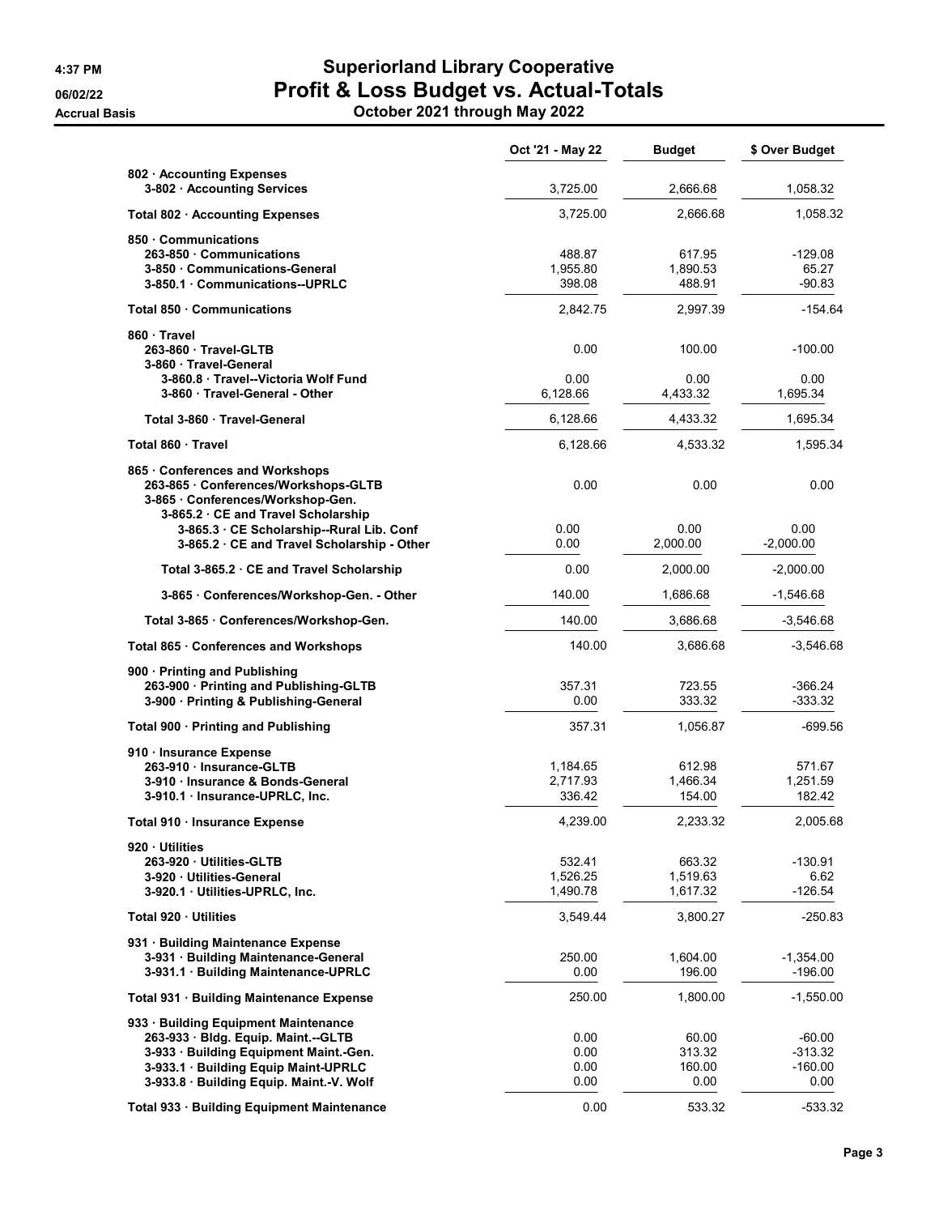# Superiorland Library Cooperative

## Profit & Loss Budget vs. Actual-Totals

### October 2021 through May 2022

4:37 PM
06/02/22
Accrual Basis

| | Oct '21 - May 22 | Budget | $ Over Budget |
|---|---|---|---|
| 802 · Accounting Expenses | | | |
| 3-802 · Accounting Services | 3,725.00 | 2,666.68 | 1,058.32 |
| Total 802 · Accounting Expenses | 3,725.00 | 2,666.68 | 1,058.32 |
| 850 · Communications | | | |
| 263-850 · Communications | 488.87 | 617.95 | -129.08 |
| 3-850 · Communications-General | 1,955.80 | 1,890.53 | 65.27 |
| 3-850.1 · Communications--UPRLC | 398.08 | 488.91 | -90.83 |
| Total 850 · Communications | 2,842.75 | 2,997.39 | -154.64 |
| 860 · Travel | | | |
| 263-860 · Travel-GLTB | 0.00 | 100.00 | -100.00 |
| 3-860 · Travel-General | | | |
| 3-860.8 · Travel--Victoria Wolf Fund | 0.00 | 0.00 | 0.00 |
| 3-860 · Travel-General - Other | 6,128.66 | 4,433.32 | 1,695.34 |
| Total 3-860 · Travel-General | 6,128.66 | 4,433.32 | 1,695.34 |
| Total 860 · Travel | 6,128.66 | 4,533.32 | 1,595.34 |
| 865 · Conferences and Workshops | | | |
| 263-865 · Conferences/Workshops-GLTB | 0.00 | 0.00 | 0.00 |
| 3-865 · Conferences/Workshop-Gen. | | | |
| 3-865.2 · CE and Travel Scholarship | | | |
| 3-865.3 · CE Scholarship--Rural Lib. Conf | 0.00 | 0.00 | 0.00 |
| 3-865.2 · CE and Travel Scholarship - Other | 0.00 | 2,000.00 | -2,000.00 |
| Total 3-865.2 · CE and Travel Scholarship | 0.00 | 2,000.00 | -2,000.00 |
| 3-865 · Conferences/Workshop-Gen. - Other | 140.00 | 1,686.68 | -1,546.68 |
| Total 3-865 · Conferences/Workshop-Gen. | 140.00 | 3,686.68 | -3,546.68 |
| Total 865 · Conferences and Workshops | 140.00 | 3,686.68 | -3,546.68 |
| 900 · Printing and Publishing | | | |
| 263-900 · Printing and Publishing-GLTB | 357.31 | 723.55 | -366.24 |
| 3-900 · Printing & Publishing-General | 0.00 | 333.32 | -333.32 |
| Total 900 · Printing and Publishing | 357.31 | 1,056.87 | -699.56 |
| 910 · Insurance Expense | | | |
| 263-910 · Insurance-GLTB | 1,184.65 | 612.98 | 571.67 |
| 3-910 · Insurance & Bonds-General | 2,717.93 | 1,466.34 | 1,251.59 |
| 3-910.1 · Insurance-UPRLC, Inc. | 336.42 | 154.00 | 182.42 |
| Total 910 · Insurance Expense | 4,239.00 | 2,233.32 | 2,005.68 |
| 920 · Utilities | | | |
| 263-920 · Utilities-GLTB | 532.41 | 663.32 | -130.91 |
| 3-920 · Utilities-General | 1,526.25 | 1,519.63 | 6.62 |
| 3-920.1 · Utilities-UPRLC, Inc. | 1,490.78 | 1,617.32 | -126.54 |
| Total 920 · Utilities | 3,549.44 | 3,800.27 | -250.83 |
| 931 · Building Maintenance Expense | | | |
| 3-931 · Building Maintenance-General | 250.00 | 1,604.00 | -1,354.00 |
| 3-931.1 · Building Maintenance-UPRLC | 0.00 | 196.00 | -196.00 |
| Total 931 · Building Maintenance Expense | 250.00 | 1,800.00 | -1,550.00 |
| 933 · Building Equipment Maintenance | | | |
| 263-933 · Bldg. Equip. Maint.--GLTB | 0.00 | 60.00 | -60.00 |
| 3-933 · Building Equipment Maint.-Gen. | 0.00 | 313.32 | -313.32 |
| 3-933.1 · Building Equip Maint-UPRLC | 0.00 | 160.00 | -160.00 |
| 3-933.8 · Building Equip. Maint.-V. Wolf | 0.00 | 0.00 | 0.00 |
| Total 933 · Building Equipment Maintenance | 0.00 | 533.32 | -533.32 |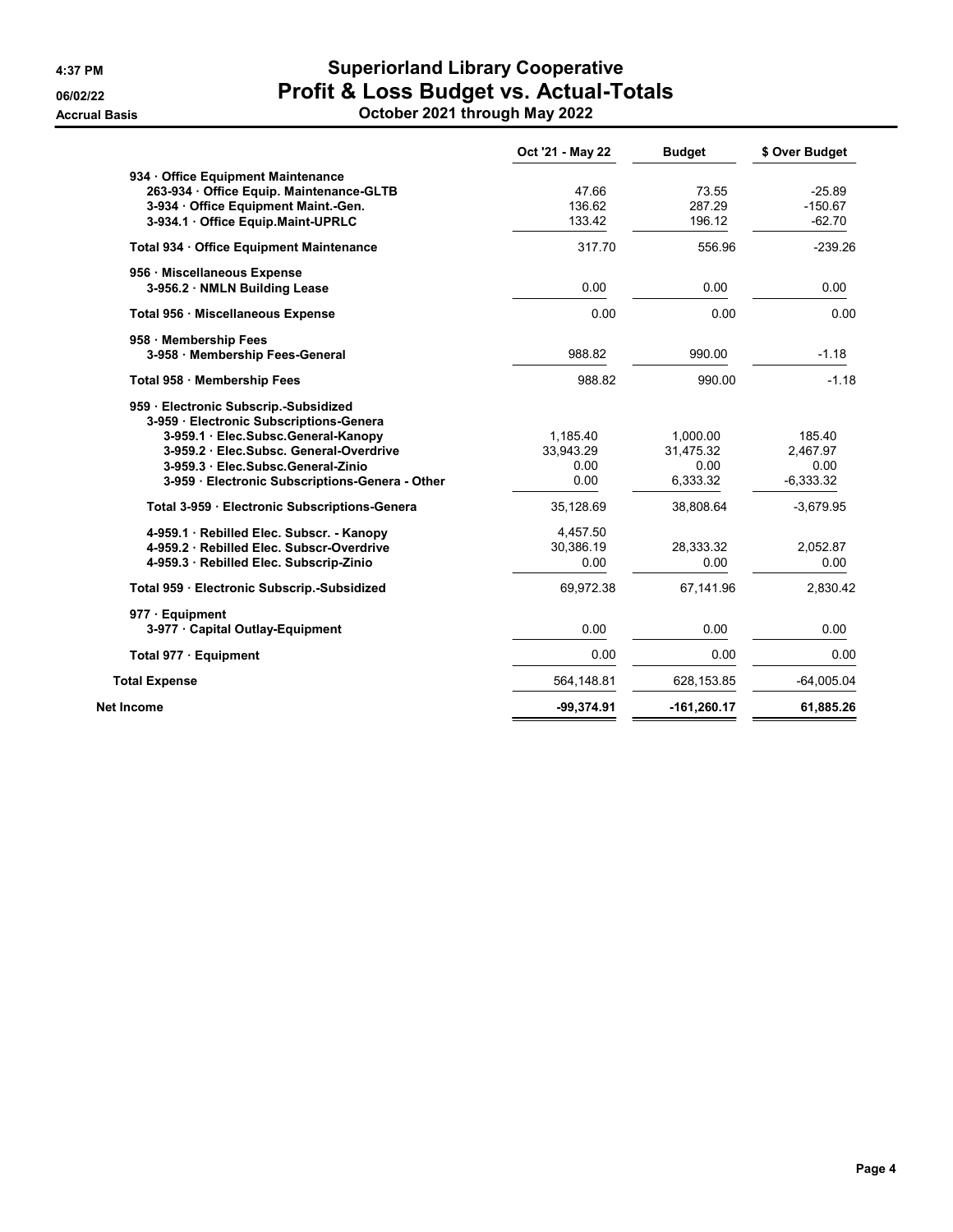# Superiorland Library Cooperative
# Profit & Loss Budget vs. Actual-Totals
## October 2021 through May 2022

4:37 PM
06/02/22
Accrual Basis

| | Oct '21 - May 22 | Budget | $ Over Budget |
|---|---|---|---|
| 934 · Office Equipment Maintenance | | | |
| 263-934 · Office Equip. Maintenance-GLTB | 47.66 | 73.55 | -25.89 |
| 3-934 · Office Equipment Maint.-Gen. | 136.62 | 287.29 | -150.67 |
| 3-934.1 · Office Equip.Maint-UPRLC | 133.42 | 196.12 | -62.70 |
| **Total 934 · Office Equipment Maintenance** | 317.70 | 556.96 | -239.26 |
| 956 · Miscellaneous Expense | | | |
| 3-956.2 · NMLN Building Lease | 0.00 | 0.00 | 0.00 |
| **Total 956 · Miscellaneous Expense** | 0.00 | 0.00 | 0.00 |
| 958 · Membership Fees | | | |
| 3-958 · Membership Fees-General | 988.82 | 990.00 | -1.18 |
| **Total 958 · Membership Fees** | 988.82 | 990.00 | -1.18 |
| 959 · Electronic Subscrip.-Subsidized | | | |
| 3-959 · Electronic Subscriptions-Genera | | | |
| 3-959.1 · Elec.Subsc.General-Kanopy | 1,185.40 | 1,000.00 | 185.40 |
| 3-959.2 · Elec.Subsc. General-Overdrive | 33,943.29 | 31,475.32 | 2,467.97 |
| 3-959.3 · Elec.Subsc.General-Zinio | 0.00 | 0.00 | 0.00 |
| 3-959 · Electronic Subscriptions-Genera - Other | 0.00 | 6,333.32 | -6,333.32 |
| **Total 3-959 · Electronic Subscriptions-Genera** | 35,128.69 | 38,808.64 | -3,679.95 |
| 4-959.1 · Rebilled Elec. Subscr. - Kanopy | 4,457.50 | | |
| 4-959.2 · Rebilled Elec. Subscr-Overdrive | 30,386.19 | 28,333.32 | 2,052.87 |
| 4-959.3 · Rebilled Elec. Subscrip-Zinio | 0.00 | 0.00 | 0.00 |
| **Total 959 · Electronic Subscrip.-Subsidized** | 69,972.38 | 67,141.96 | 2,830.42 |
| 977 · Equipment | | | |
| 3-977 · Capital Outlay-Equipment | 0.00 | 0.00 | 0.00 |
| **Total 977 · Equipment** | 0.00 | 0.00 | 0.00 |
| **Total Expense** | 564,148.81 | 628,153.85 | -64,005.04 |
| **Net Income** | **-99,374.91** | **-161,260.17** | **61,885.26** |